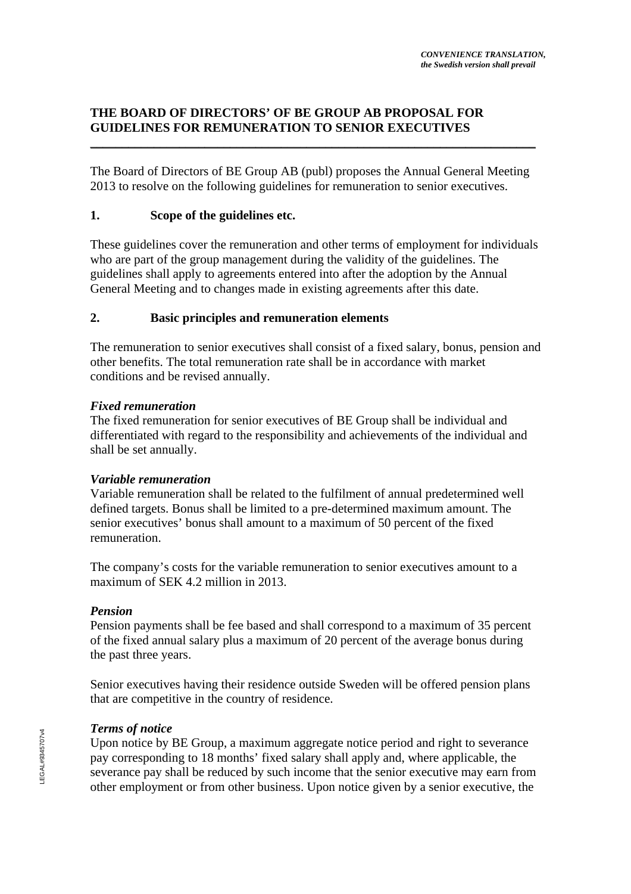*CONVENIENCE TRANSLATION,*
*the Swedish version shall prevail*

# THE BOARD OF DIRECTORS' OF BE GROUP AB PROPOSAL FOR GUIDELINES FOR REMUNERATION TO SENIOR EXECUTIVES

---

The Board of Directors of BE Group AB (publ) proposes the Annual General Meeting 2013 to resolve on the following guidelines for remuneration to senior executives.

## 1. Scope of the guidelines etc.

These guidelines cover the remuneration and other terms of employment for individuals who are part of the group management during the validity of the guidelines. The guidelines shall apply to agreements entered into after the adoption by the Annual General Meeting and to changes made in existing agreements after this date.

## 2. Basic principles and remuneration elements

The remuneration to senior executives shall consist of a fixed salary, bonus, pension and other benefits. The total remuneration rate shall be in accordance with market conditions and be revised annually.

***Fixed remuneration***

The fixed remuneration for senior executives of BE Group shall be individual and differentiated with regard to the responsibility and achievements of the individual and shall be set annually.

***Variable remuneration***

Variable remuneration shall be related to the fulfilment of annual predetermined well defined targets. Bonus shall be limited to a pre-determined maximum amount. The senior executives' bonus shall amount to a maximum of 50 percent of the fixed remuneration.

The company's costs for the variable remuneration to senior executives amount to a maximum of SEK 4.2 million in 2013.

***Pension***

Pension payments shall be fee based and shall correspond to a maximum of 35 percent of the fixed annual salary plus a maximum of 20 percent of the average bonus during the past three years.

Senior executives having their residence outside Sweden will be offered pension plans that are competitive in the country of residence.

***Terms of notice***

Upon notice by BE Group, a maximum aggregate notice period and right to severance pay corresponding to 18 months' fixed salary shall apply and, where applicable, the severance pay shall be reduced by such income that the senior executive may earn from other employment or from other business. Upon notice given by a senior executive, the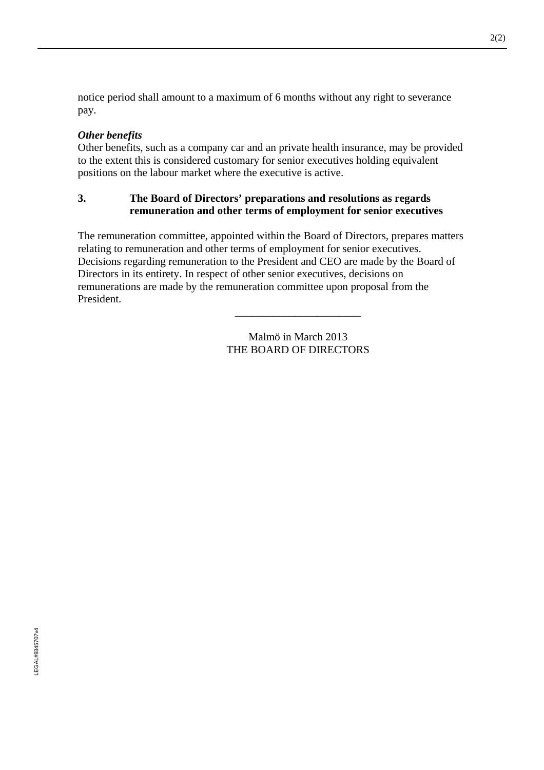notice period shall amount to a maximum of 6 months without any right to severance pay.

***Other benefits***

Other benefits, such as a company car and an private health insurance, may be provided to the extent this is considered customary for senior executives holding equivalent positions on the labour market where the executive is active.

## 3. The Board of Directors' preparations and resolutions as regards remuneration and other terms of employment for senior executives

The remuneration committee, appointed within the Board of Directors, prepares matters relating to remuneration and other terms of employment for senior executives. Decisions regarding remuneration to the President and CEO are made by the Board of Directors in its entirety. In respect of other senior executives, decisions on remunerations are made by the remuneration committee upon proposal from the President.

\_\_\_\_\_\_\_\_\_\_\_\_\_\_\_\_\_\_\_\_\_\_\_\_

Malmö in March 2013
THE BOARD OF DIRECTORS

LEGAL#9345707v4